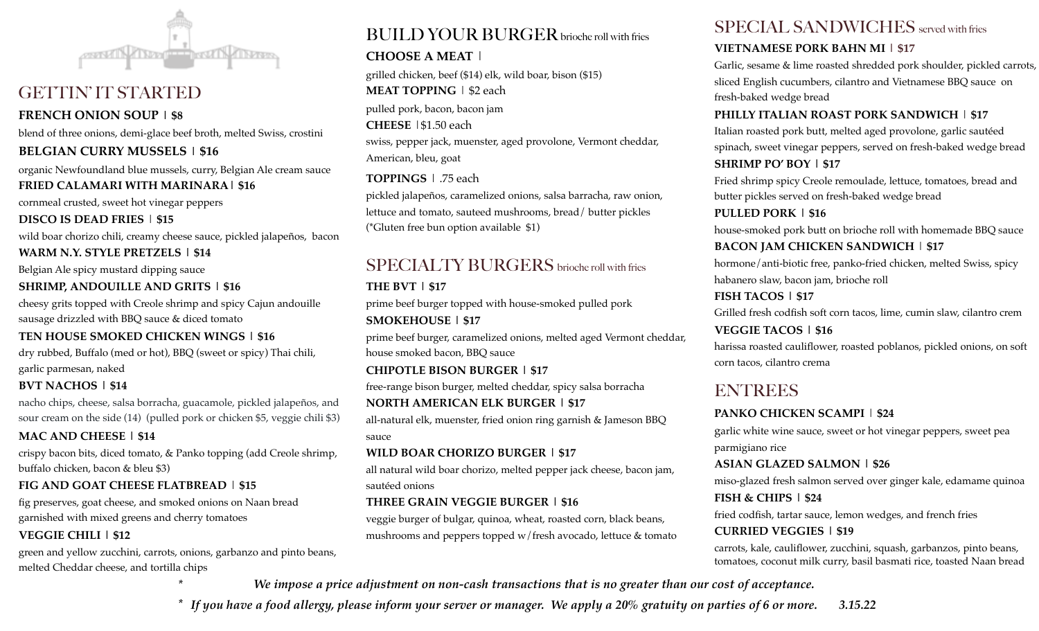## GETTIN' IT STARTED

**FRENCH ONION SOUP | $8**
blend of three onions, demi-glace beef broth, melted Swiss, crostini

**BELGIAN CURRY MUSSELS | $16**
organic Newfoundland blue mussels, curry, Belgian Ale cream sauce

**FRIED CALAMARI WITH MARINARA | $16**
cornmeal crusted, sweet hot vinegar peppers

**DISCO IS DEAD FRIES | $15**
wild boar chorizo chili, creamy cheese sauce, pickled jalapeños, bacon

**WARM N.Y. STYLE PRETZELS | $14**
Belgian Ale spicy mustard dipping sauce

**SHRIMP, ANDOUILLE AND GRITS | $16**
cheesy grits topped with Creole shrimp and spicy Cajun andouille sausage drizzled with BBQ sauce & diced tomato

**TEN HOUSE SMOKED CHICKEN WINGS | $16**
dry rubbed, Buffalo (med or hot), BBQ (sweet or spicy) Thai chili, garlic parmesan, naked

**BVT NACHOS | $14**
nacho chips, cheese, salsa borracha, guacamole, pickled jalapeños, and sour cream on the side (14) (pulled pork or chicken $5, veggie chili $3)

**MAC AND CHEESE | $14**
crispy bacon bits, diced tomato, & Panko topping (add Creole shrimp, buffalo chicken, bacon & bleu $3)

**FIG AND GOAT CHEESE FLATBREAD | $15**
fig preserves, goat cheese, and smoked onions on Naan bread garnished with mixed greens and cherry tomatoes

**VEGGIE CHILI | $12**
green and yellow zucchini, carrots, onions, garbanzo and pinto beans, melted Cheddar cheese, and tortilla chips

## BUILD YOUR BURGER brioche roll with fries

**CHOOSE A MEAT |**
grilled chicken, beef ($14) elk, wild boar, bison ($15)

**MEAT TOPPING | $2 each**
pulled pork, bacon, bacon jam

**CHEESE | $1.50 each**
swiss, pepper jack, muenster, aged provolone, Vermont cheddar, American, bleu, goat

**TOPPINGS | .75 each**
pickled jalapeños, caramelized onions, salsa barracha, raw onion, lettuce and tomato, sauteed mushrooms, bread/ butter pickles
(*Gluten free bun option available $1)

## SPECIALTY BURGERS brioche roll with fries

**THE BVT | $17**
prime beef burger topped with house-smoked pulled pork

**SMOKEHOUSE | $17**
prime beef burger, caramelized onions, melted aged Vermont cheddar, house smoked bacon, BBQ sauce

**CHIPOTLE BISON BURGER | $17**
free-range bison burger, melted cheddar, spicy salsa borracha

**NORTH AMERICAN ELK BURGER | $17**
all-natural elk, muenster, fried onion ring garnish & Jameson BBQ sauce

**WILD BOAR CHORIZO BURGER | $17**
all natural wild boar chorizo, melted pepper jack cheese, bacon jam, sautéed onions

**THREE GRAIN VEGGIE BURGER | $16**
veggie burger of bulgar, quinoa, wheat, roasted corn, black beans, mushrooms and peppers topped w/fresh avocado, lettuce & tomato

## SPECIAL SANDWICHES served with fries

**VIETNAMESE PORK BAHN MI | $17**
Garlic, sesame & lime roasted shredded pork shoulder, pickled carrots, sliced English cucumbers, cilantro and Vietnamese BBQ sauce on fresh-baked wedge bread

**PHILLY ITALIAN ROAST PORK SANDWICH | $17**
Italian roasted pork butt, melted aged provolone, garlic sautéed spinach, sweet vinegar peppers, served on fresh-baked wedge bread

**SHRIMP PO' BOY | $17**
Fried shrimp spicy Creole remoulade, lettuce, tomatoes, bread and butter pickles served on fresh-baked wedge bread

**PULLED PORK | $16**
house-smoked pork butt on brioche roll with homemade BBQ sauce

**BACON JAM CHICKEN SANDWICH | $17**
hormone/anti-biotic free, panko-fried chicken, melted Swiss, spicy habanero slaw, bacon jam, brioche roll

**FISH TACOS | $17**
Grilled fresh codfish soft corn tacos, lime, cumin slaw, cilantro crem

**VEGGIE TACOS | $16**
harissa roasted cauliflower, roasted poblanos, pickled onions, on soft corn tacos, cilantro crema

## ENTREES

**PANKO CHICKEN SCAMPI | $24**
garlic white wine sauce, sweet or hot vinegar peppers, sweet pea parmigiano rice

**ASIAN GLAZED SALMON | $26**
miso-glazed fresh salmon served over ginger kale, edamame quinoa

**FISH & CHIPS | $24**
fried codfish, tartar sauce, lemon wedges, and french fries

**CURRIED VEGGIES | $19**
carrots, kale, cauliflower, zucchini, squash, garbanzos, pinto beans, tomatoes, coconut milk curry, basil basmati rice, toasted Naan bread

*\* We impose a price adjustment on non-cash transactions that is no greater than our cost of acceptance.*

*\* If you have a food allergy, please inform your server or manager. We apply a 20% gratuity on parties of 6 or more. 3.15.22*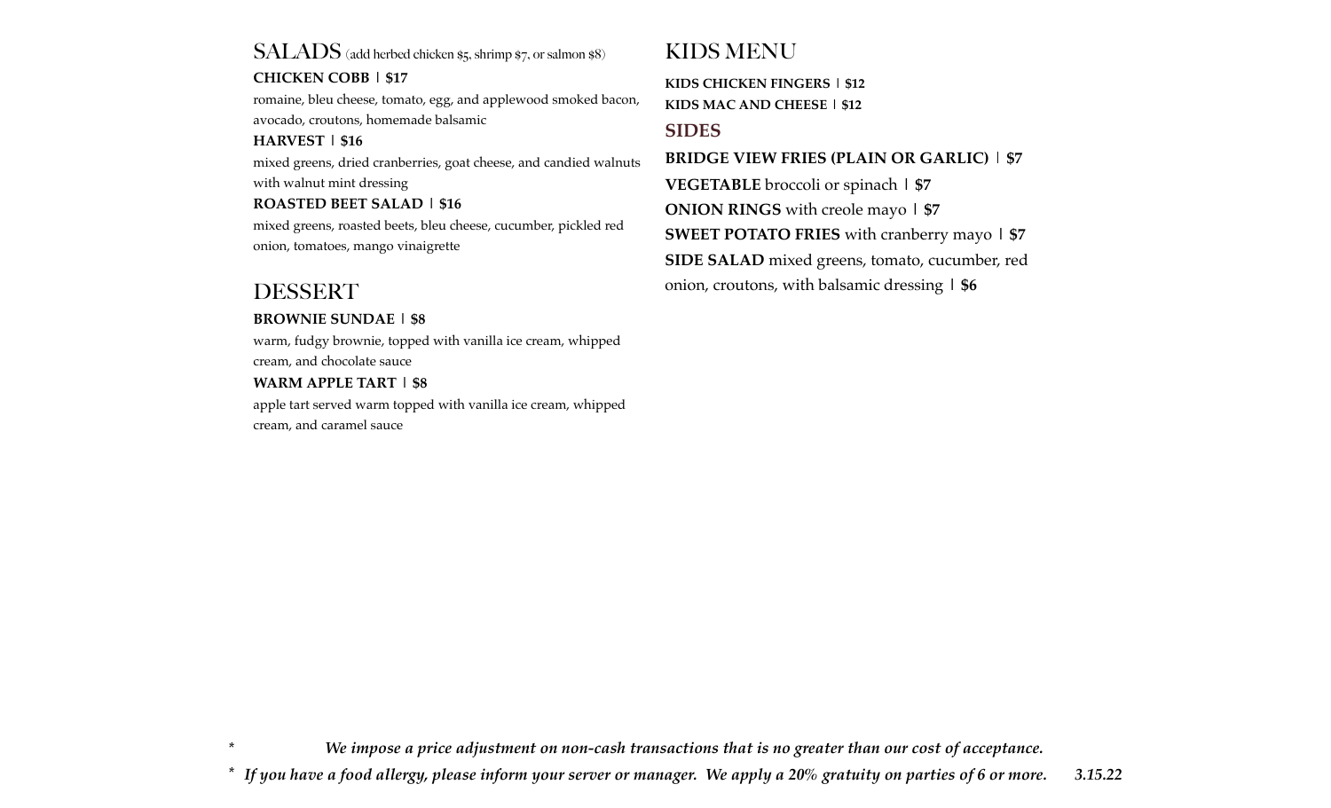## SALADS (add herbed chicken $5, shrimp $7, or salmon $8)

**CHICKEN COBB | $17**
romaine, bleu cheese, tomato, egg, and applewood smoked bacon, avocado, croutons, homemade balsamic

**HARVEST | $16**
mixed greens, dried cranberries, goat cheese, and candied walnuts with walnut mint dressing

**ROASTED BEET SALAD | $16**
mixed greens, roasted beets, bleu cheese, cucumber, pickled red onion, tomatoes, mango vinaigrette

## DESSERT

**BROWNIE SUNDAE | $8**
warm, fudgy brownie, topped with vanilla ice cream, whipped cream, and chocolate sauce

**WARM APPLE TART | $8**
apple tart served warm topped with vanilla ice cream, whipped cream, and caramel sauce

## KIDS MENU

**KIDS CHICKEN FINGERS | $12**
**KIDS MAC AND CHEESE | $12**

## SIDES

**BRIDGE VIEW FRIES (PLAIN OR GARLIC) | $7**
**VEGETABLE** broccoli or spinach **| $7**
**ONION RINGS** with creole mayo **| $7**
**SWEET POTATO FRIES** with cranberry mayo **| $7**
**SIDE SALAD** mixed greens, tomato, cucumber, red onion, croutons, with balsamic dressing **| $6**

*\* We impose a price adjustment on non-cash transactions that is no greater than our cost of acceptance.*
*\* If you have a food allergy, please inform your server or manager. We apply a 20% gratuity on parties of 6 or more. 3.15.22*